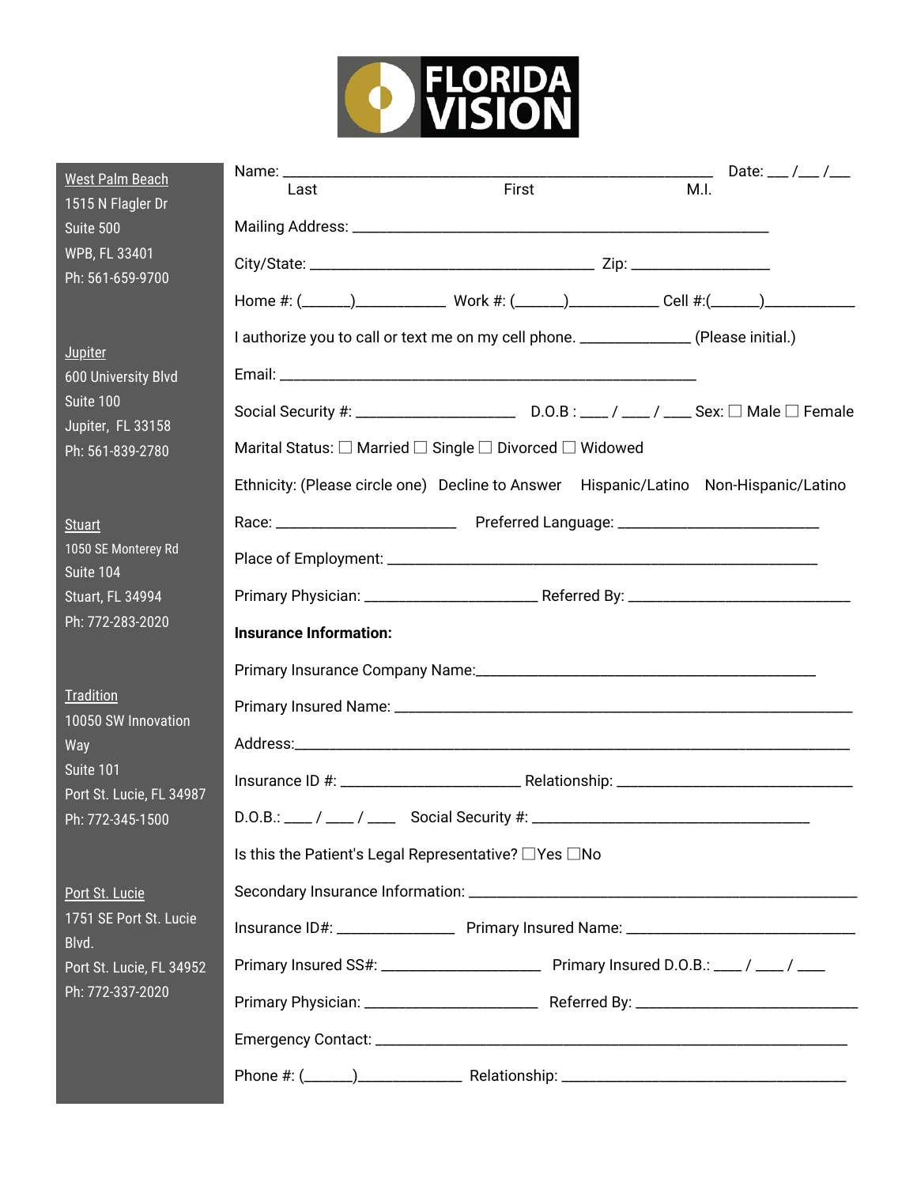# FLORIDA VISION

**West Palm Beach**
1515 N Flagler Dr
Suite 500
WPB, FL 33401
Ph: 561-659-9700

**Jupiter**
600 University Blvd
Suite 100
Jupiter, FL 33158
Ph: 561-839-2780

**Stuart**
1050 SE Monterey Rd
Suite 104
Stuart, FL 34994
Ph: 772-283-2020

**Tradition**
10050 SW Innovation Way
Suite 101
Port St. Lucie, FL 34987
Ph: 772-345-1500

**Port St. Lucie**
1751 SE Port St. Lucie Blvd.
Port St. Lucie, FL 34952
Ph: 772-337-2020

Name: ______________________________________________________ Date: ___ /___ /___
Last First M.I.

Mailing Address: _____________________________________________________

City/State: ____________________________________ Zip: _________________

Home #: (______)___________ Work #: (______)___________ Cell #:(______)___________

I authorize you to call or text me on my cell phone. ______________ (Please initial.)

Email: _____________________________________________________

Social Security #: ____________________ D.O.B : ____ / ____ / ____ Sex: ☐ Male ☐ Female

Marital Status: ☐ Married ☐ Single ☐ Divorced ☐ Widowed

Ethnicity: (Please circle one) Decline to Answer Hispanic/Latino Non-Hispanic/Latino

Race: _______________________ Preferred Language: __________________________

Place of Employment: _______________________________________________________

Primary Physician: ______________________ Referred By: _____________________________

**Insurance Information:**

Primary Insurance Company Name:_____________________________________________

Primary Insured Name: ___________________________________________________________

Address:_____________________________________________________________________

Insurance ID #: _______________________ Relationship: _______________________________

D.O.B.: ____ / ____ / ____ Social Security #: ____________________________________

Is this the Patient's Legal Representative? ☐Yes ☐No

Secondary Insurance Information: __________________________________________________

Insurance ID#: _______________ Primary Insured Name: ______________________________

Primary Insured SS#: ____________________ Primary Insured D.O.B.: ____ / ____ / ____

Primary Physician: ______________________ Referred By: _____________________________

Emergency Contact: _____________________________________________________________

Phone #: (______)______________ Relationship: _____________________________________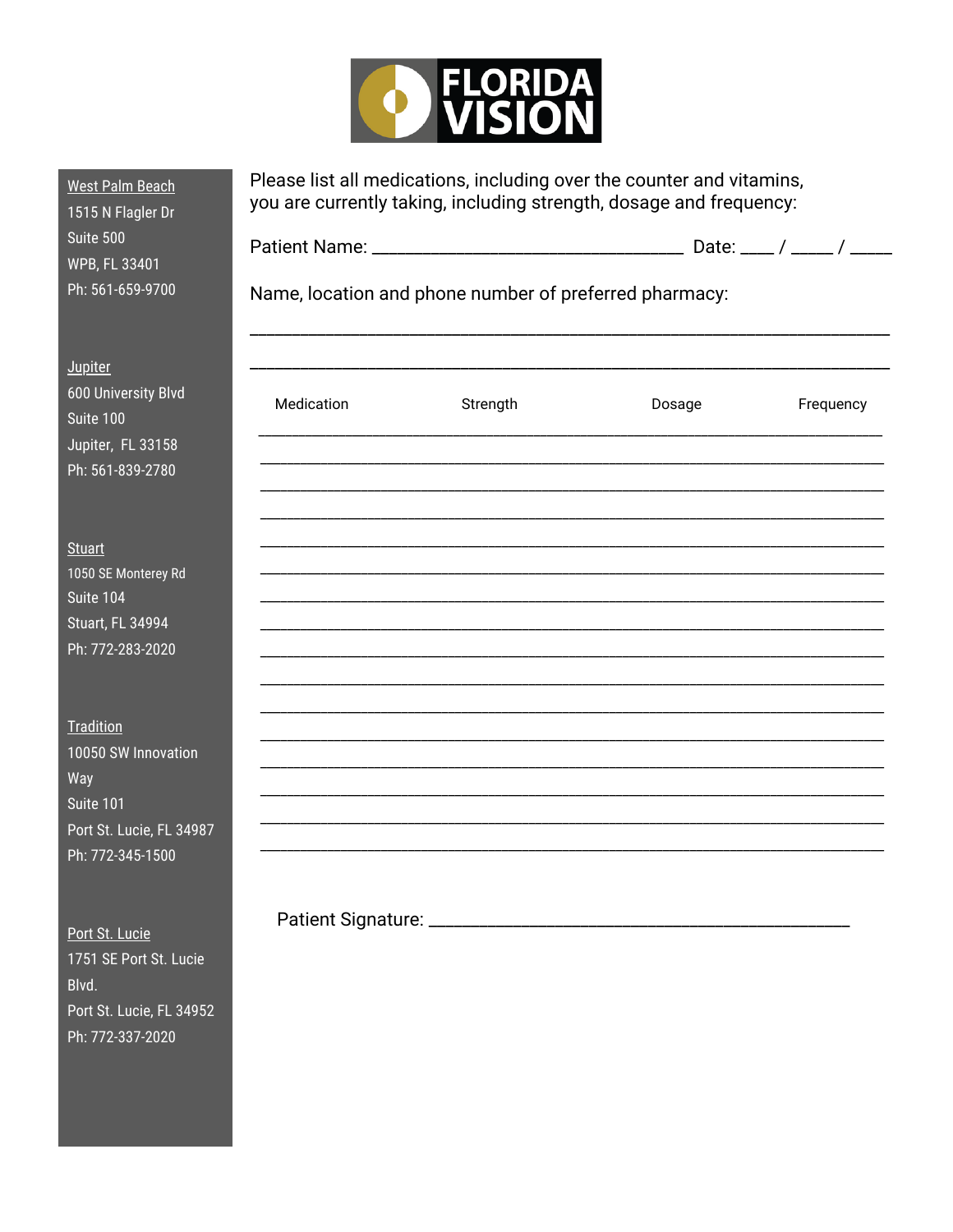# FLORIDA VISION

**West Palm Beach**
1515 N Flagler Dr
Suite 500
WPB, FL 33401
Ph: 561-659-9700

**Jupiter**
600 University Blvd
Suite 100
Jupiter, FL 33158
Ph: 561-839-2780

**Stuart**
1050 SE Monterey Rd
Suite 104
Stuart, FL 34994
Ph: 772-283-2020

**Tradition**
10050 SW Innovation Way
Suite 101
Port St. Lucie, FL 34987
Ph: 772-345-1500

**Port St. Lucie**
1751 SE Port St. Lucie Blvd.
Port St. Lucie, FL 34952
Ph: 772-337-2020

Please list all medications, including over the counter and vitamins, you are currently taking, including strength, dosage and frequency:

Patient Name: ________________________________ Date: ____ / _____ / _____

Name, location and phone number of preferred pharmacy:

______________________________________________________________________

______________________________________________________________________

| Medication | Strength | Dosage | Frequency |
|---|---|---|---|
| | | | |
| | | | |
| | | | |
| | | | |
| | | | |
| | | | |
| | | | |
| | | | |
| | | | |
| | | | |
| | | | |
| | | | |
| | | | |
| | | | |
| | | | |

Patient Signature: ________________________________________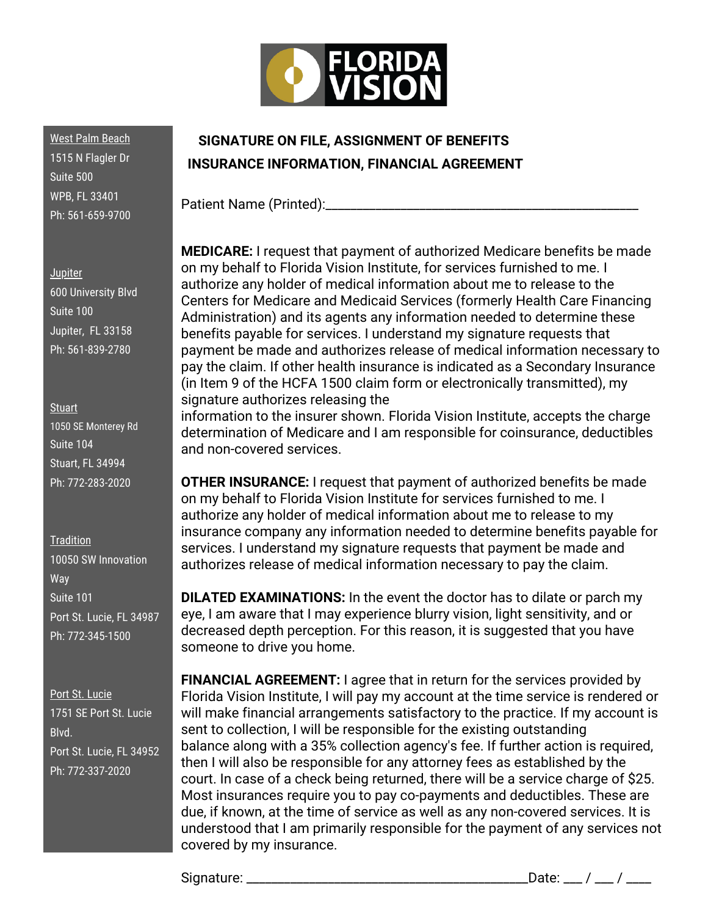FLORIDA VISION

West Palm Beach
1515 N Flagler Dr
Suite 500
WPB, FL 33401
Ph: 561-659-9700

Jupiter
600 University Blvd
Suite 100
Jupiter, FL 33158
Ph: 561-839-2780

Stuart
1050 SE Monterey Rd
Suite 104
Stuart, FL 34994
Ph: 772-283-2020

Tradition
10050 SW Innovation Way
Suite 101
Port St. Lucie, FL 34987
Ph: 772-345-1500

Port St. Lucie
1751 SE Port St. Lucie Blvd.
Port St. Lucie, FL 34952
Ph: 772-337-2020

## SIGNATURE ON FILE, ASSIGNMENT OF BENEFITS INSURANCE INFORMATION, FINANCIAL AGREEMENT

Patient Name (Printed):_____________________________________________

**MEDICARE:** I request that payment of authorized Medicare benefits be made on my behalf to Florida Vision Institute, for services furnished to me. I authorize any holder of medical information about me to release to the Centers for Medicare and Medicaid Services (formerly Health Care Financing Administration) and its agents any information needed to determine these benefits payable for services. I understand my signature requests that payment be made and authorizes release of medical information necessary to pay the claim. If other health insurance is indicated as a Secondary Insurance (in Item 9 of the HCFA 1500 claim form or electronically transmitted), my signature authorizes releasing the information to the insurer shown. Florida Vision Institute, accepts the charge determination of Medicare and I am responsible for coinsurance, deductibles and non-covered services.

**OTHER INSURANCE:** I request that payment of authorized benefits be made on my behalf to Florida Vision Institute for services furnished to me. I authorize any holder of medical information about me to release to my insurance company any information needed to determine benefits payable for services. I understand my signature requests that payment be made and authorizes release of medical information necessary to pay the claim.

**DILATED EXAMINATIONS:** In the event the doctor has to dilate or parch my eye, I am aware that I may experience blurry vision, light sensitivity, and or decreased depth perception. For this reason, it is suggested that you have someone to drive you home.

**FINANCIAL AGREEMENT:** I agree that in return for the services provided by Florida Vision Institute, I will pay my account at the time service is rendered or will make financial arrangements satisfactory to the practice. If my account is sent to collection, I will be responsible for the existing outstanding balance along with a 35% collection agency's fee. If further action is required, then I will also be responsible for any attorney fees as established by the court. In case of a check being returned, there will be a service charge of $25. Most insurances require you to pay co-payments and deductibles. These are due, if known, at the time of service as well as any non-covered services. It is understood that I am primarily responsible for the payment of any services not covered by my insurance.

Signature: __________________________________________Date: ___ / ___ / ____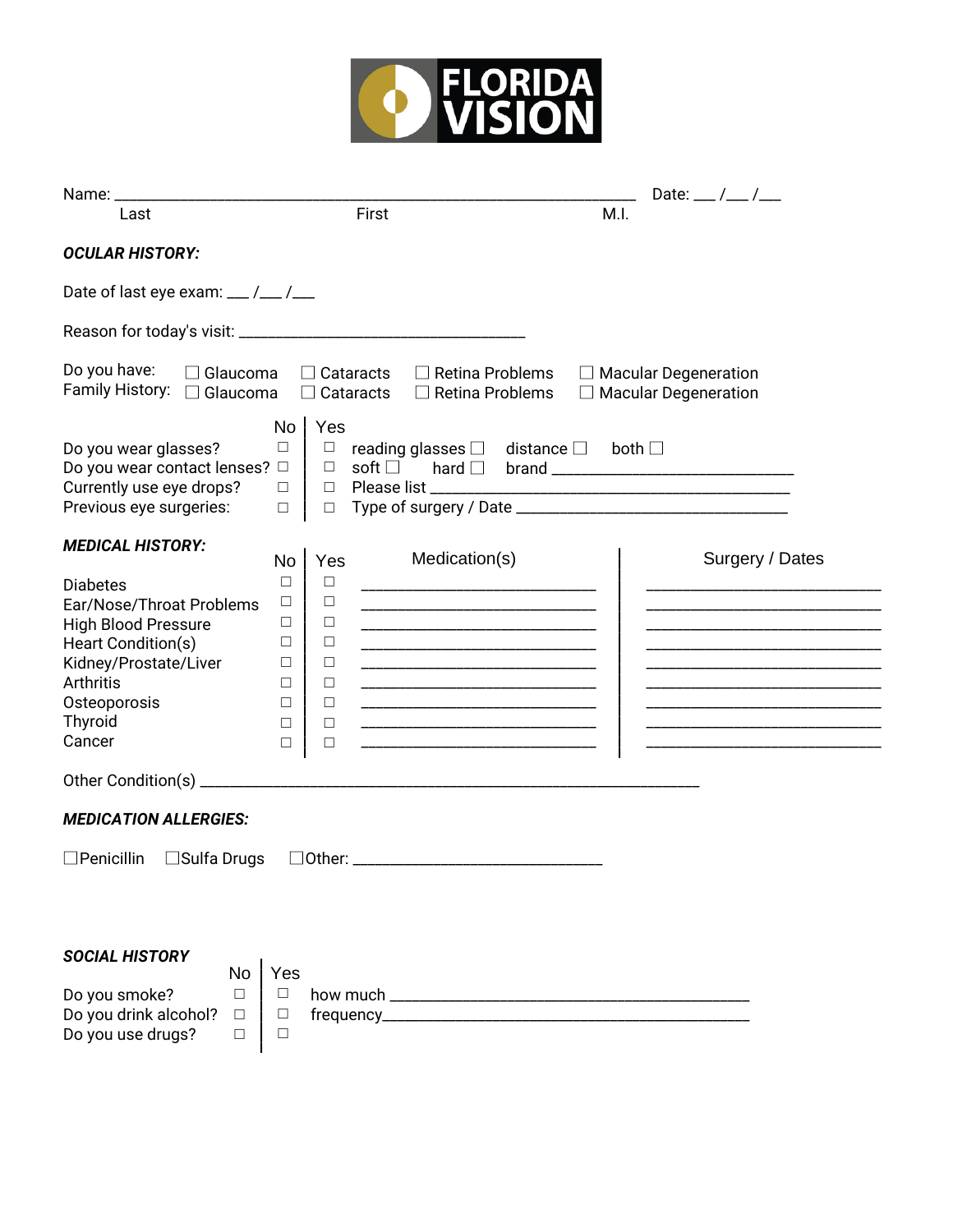FLORIDA VISION

Name: ______________________________________________________________ Date: ___ /___ /___

Last                                    First                                    M.I.

***OCULAR HISTORY:***

Date of last eye exam: ___ /___ /___

Reason for today's visit: ___________________________________

Do you have: ☐ Glaucoma ☐ Cataracts ☐ Retina Problems ☐ Macular Degeneration

Family History: ☐ Glaucoma ☐ Cataracts ☐ Retina Problems ☐ Macular Degeneration

| | No | Yes | |
|---|---|---|---|
| Do you wear glasses? | ☐ | ☐ | reading glasses ☐ distance ☐ both ☐ |
| Do you wear contact lenses? | ☐ | ☐ | soft ☐ hard ☐ brand ____________________________ |
| Currently use eye drops? | ☐ | ☐ | Please list ______________________________________________ |
| Previous eye surgeries: | ☐ | ☐ | Type of surgery / Date __________________________________ |

***MEDICAL HISTORY:***

| | No | Yes | Medication(s) | Surgery / Dates |
|---|---|---|---|---|
| Diabetes | ☐ | ☐ | _____________________________ | _____________________________ |
| Ear/Nose/Throat Problems | ☐ | ☐ | _____________________________ | _____________________________ |
| High Blood Pressure | ☐ | ☐ | _____________________________ | _____________________________ |
| Heart Condition(s) | ☐ | ☐ | _____________________________ | _____________________________ |
| Kidney/Prostate/Liver | ☐ | ☐ | _____________________________ | _____________________________ |
| Arthritis | ☐ | ☐ | _____________________________ | _____________________________ |
| Osteoporosis | ☐ | ☐ | _____________________________ | _____________________________ |
| Thyroid | ☐ | ☐ | _____________________________ | _____________________________ |
| Cancer | ☐ | ☐ | _____________________________ | _____________________________ |

Other Condition(s) ______________________________________________________________

***MEDICATION ALLERGIES:***

☐Penicillin ☐Sulfa Drugs ☐Other: ______________________________

***SOCIAL HISTORY***

| | No | Yes | |
|---|---|---|---|
| Do you smoke? | ☐ | ☐ | how much ____________________________________________ |
| Do you drink alcohol? | ☐ | ☐ | frequency____________________________________________ |
| Do you use drugs? | ☐ | ☐ | |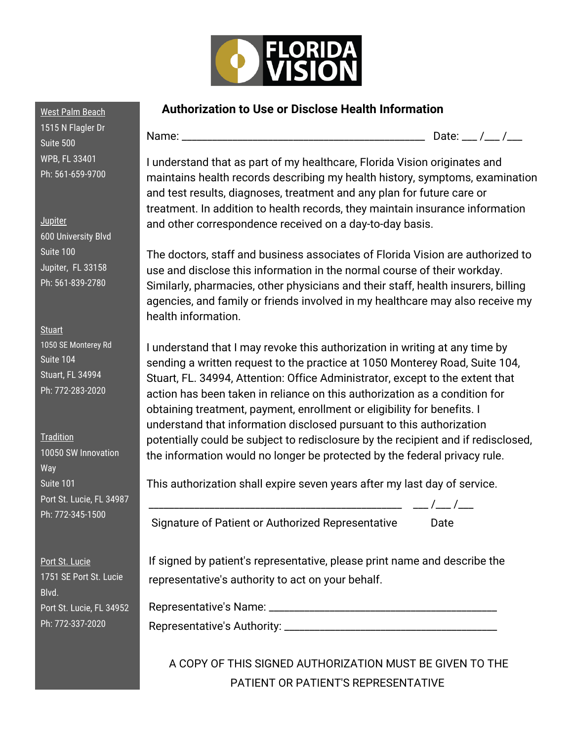FLORIDA VISION

West Palm Beach
1515 N Flagler Dr
Suite 500
WPB, FL 33401
Ph: 561-659-9700

Jupiter
600 University Blvd
Suite 100
Jupiter, FL 33158
Ph: 561-839-2780

Stuart
1050 SE Monterey Rd
Suite 104
Stuart, FL 34994
Ph: 772-283-2020

Tradition
10050 SW Innovation Way
Suite 101
Port St. Lucie, FL 34987
Ph: 772-345-1500

Port St. Lucie
1751 SE Port St. Lucie Blvd.
Port St. Lucie, FL 34952
Ph: 772-337-2020

## Authorization to Use or Disclose Health Information

Name: ____________________________________________ Date: ___ /___ /___

I understand that as part of my healthcare, Florida Vision originates and maintains health records describing my health history, symptoms, examination and test results, diagnoses, treatment and any plan for future care or treatment. In addition to health records, they maintain insurance information and other correspondence received on a day-to-day basis.

The doctors, staff and business associates of Florida Vision are authorized to use and disclose this information in the normal course of their workday. Similarly, pharmacies, other physicians and their staff, health insurers, billing agencies, and family or friends involved in my healthcare may also receive my health information.

I understand that I may revoke this authorization in writing at any time by sending a written request to the practice at 1050 Monterey Road, Suite 104, Stuart, FL. 34994, Attention: Office Administrator, except to the extent that action has been taken in reliance on this authorization as a condition for obtaining treatment, payment, enrollment or eligibility for benefits. I understand that information disclosed pursuant to this authorization potentially could be subject to redisclosure by the recipient and if redisclosed, the information would no longer be protected by the federal privacy rule.

This authorization shall expire seven years after my last day of service.

______________________________________________ ___ /___ /___

Signature of Patient or Authorized Representative Date

If signed by patient's representative, please print name and describe the representative's authority to act on your behalf.

Representative's Name: ________________________________________

Representative's Authority: _____________________________________

A COPY OF THIS SIGNED AUTHORIZATION MUST BE GIVEN TO THE PATIENT OR PATIENT'S REPRESENTATIVE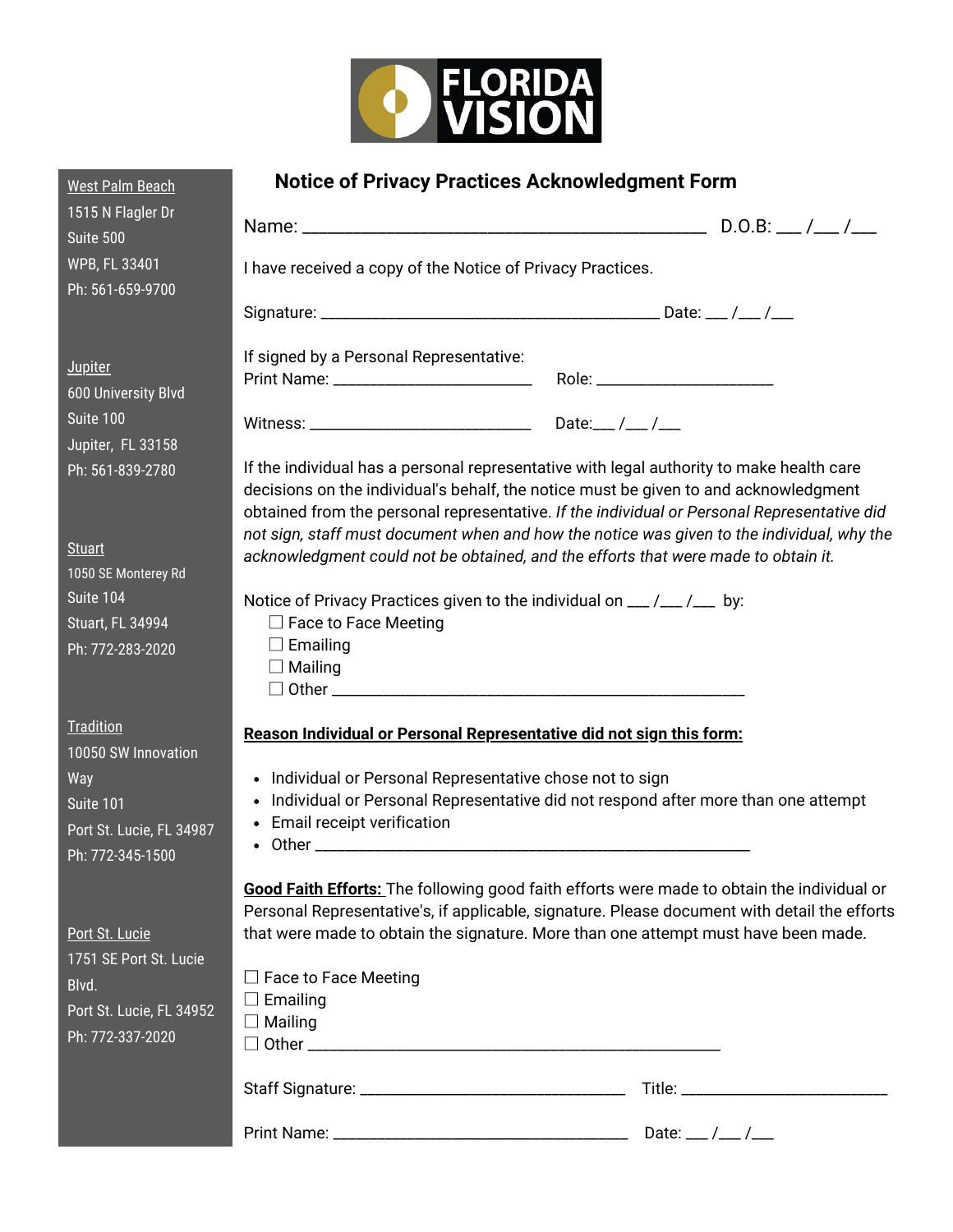FLORIDA VISION

# Notice of Privacy Practices Acknowledgment Form

Name: ___________________________________________ D.O.B: ___ /___ /___

I have received a copy of the Notice of Privacy Practices.

Signature: ______________________________________ Date: ___ /___ /___

If signed by a Personal Representative:
Print Name: ______________________ Role: ____________________

Witness: _________________________ Date:___ /___ /___

If the individual has a personal representative with legal authority to make health care decisions on the individual's behalf, the notice must be given to and acknowledgment obtained from the personal representative. *If the individual or Personal Representative did not sign, staff must document when and how the notice was given to the individual, why the acknowledgment could not be obtained, and the efforts that were made to obtain it.*

Notice of Privacy Practices given to the individual on ___ /___ /___ by:

- ☐ Face to Face Meeting
- ☐ Emailing
- ☐ Mailing
- ☐ Other ______________________________________________

**Reason Individual or Personal Representative did not sign this form:**

- Individual or Personal Representative chose not to sign
- Individual or Personal Representative did not respond after more than one attempt
- Email receipt verification
- Other ________________________________________________

**Good Faith Efforts:** The following good faith efforts were made to obtain the individual or Personal Representative's, if applicable, signature. Please document with detail the efforts that were made to obtain the signature. More than one attempt must have been made.

- ☐ Face to Face Meeting
- ☐ Emailing
- ☐ Mailing
- ☐ Other ______________________________________________

Staff Signature: ______________________________ Title: _______________________

Print Name: _________________________________ Date: ___ /___ /___

West Palm Beach
1515 N Flagler Dr
Suite 500
WPB, FL 33401
Ph: 561-659-9700

Jupiter
600 University Blvd
Suite 100
Jupiter, FL 33158
Ph: 561-839-2780

Stuart
1050 SE Monterey Rd
Suite 104
Stuart, FL 34994
Ph: 772-283-2020

Tradition
10050 SW Innovation Way
Suite 101
Port St. Lucie, FL 34987
Ph: 772-345-1500

Port St. Lucie
1751 SE Port St. Lucie Blvd.
Port St. Lucie, FL 34952
Ph: 772-337-2020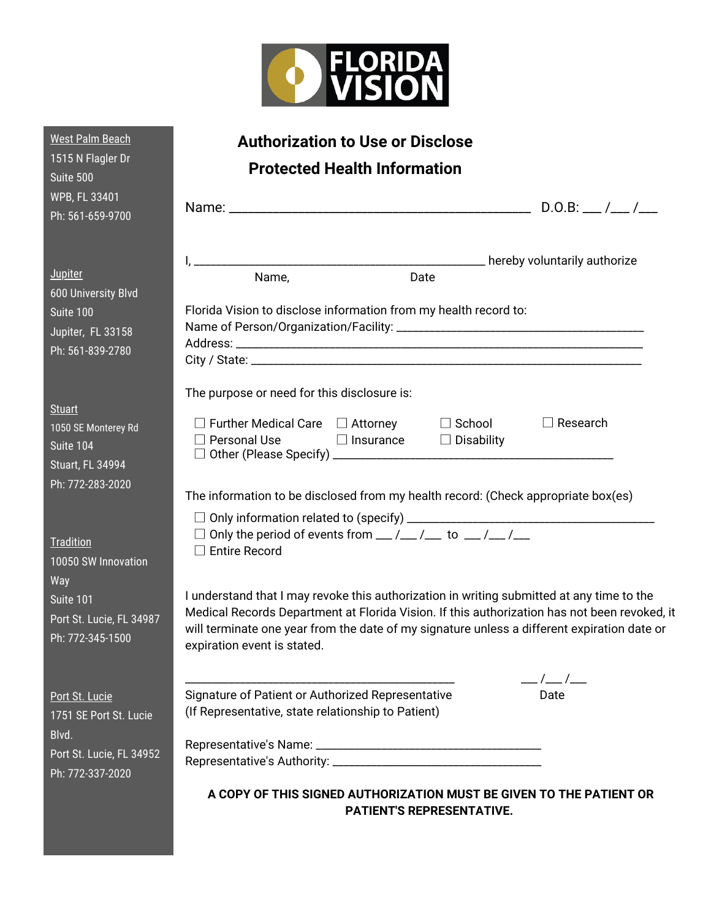FLORIDA VISION

West Palm Beach
1515 N Flagler Dr
Suite 500
WPB, FL 33401
Ph: 561-659-9700

Jupiter
600 University Blvd
Suite 100
Jupiter, FL 33158
Ph: 561-839-2780

Stuart
1050 SE Monterey Rd
Suite 104
Stuart, FL 34994
Ph: 772-283-2020

Tradition
10050 SW Innovation Way
Suite 101
Port St. Lucie, FL 34987
Ph: 772-345-1500

Port St. Lucie
1751 SE Port St. Lucie Blvd.
Port St. Lucie, FL 34952
Ph: 772-337-2020

## Authorization to Use or Disclose Protected Health Information

Name: ____________________________________________ D.O.B: ___ /___ /___

I, ____________________________________________ hereby voluntarily authorize
Name, Date

Florida Vision to disclose information from my health record to:
Name of Person/Organization/Facility: ______________________________________
Address: _____________________________________________________________
City / State: __________________________________________________________

The purpose or need for this disclosure is:

☐ Further Medical Care ☐ Attorney ☐ School ☐ Research
☐ Personal Use ☐ Insurance ☐ Disability
☐ Other (Please Specify) ___________________________________________

The information to be disclosed from my health record: (Check appropriate box(es)

☐ Only information related to (specify) _____________________________________
☐ Only the period of events from ___ /___ /___ to ___ /___ /___
☐ Entire Record

I understand that I may revoke this authorization in writing submitted at any time to the Medical Records Department at Florida Vision. If this authorization has not been revoked, it will terminate one year from the date of my signature unless a different expiration date or expiration event is stated.

_____________________________________________ ___ /___ /___
Signature of Patient or Authorized Representative Date
(If Representative, state relationship to Patient)

Representative's Name: __________________________________
Representative's Authority: ________________________________

**A COPY OF THIS SIGNED AUTHORIZATION MUST BE GIVEN TO THE PATIENT OR PATIENT'S REPRESENTATIVE.**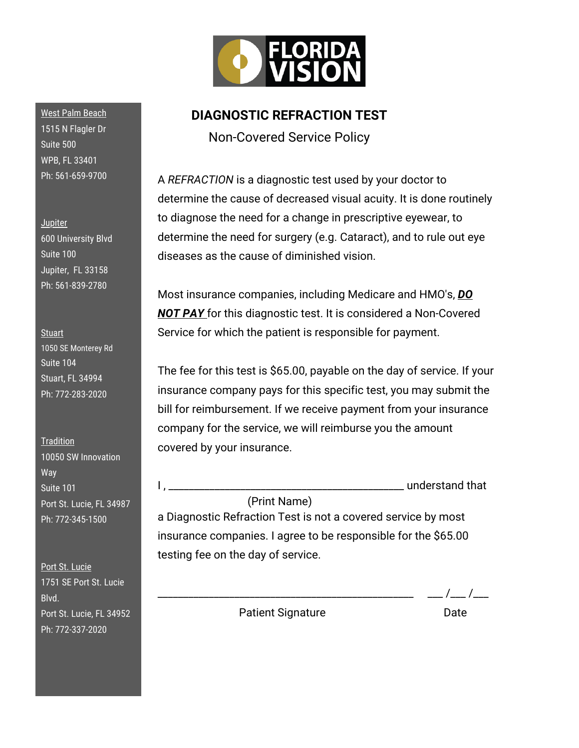FLORIDA VISION

West Palm Beach
1515 N Flagler Dr
Suite 500
WPB, FL 33401
Ph: 561-659-9700

Jupiter
600 University Blvd
Suite 100
Jupiter, FL 33158
Ph: 561-839-2780

Stuart
1050 SE Monterey Rd
Suite 104
Stuart, FL 34994
Ph: 772-283-2020

Tradition
10050 SW Innovation Way
Suite 101
Port St. Lucie, FL 34987
Ph: 772-345-1500

Port St. Lucie
1751 SE Port St. Lucie Blvd.
Port St. Lucie, FL 34952
Ph: 772-337-2020

# DIAGNOSTIC REFRACTION TEST

## Non-Covered Service Policy

A *REFRACTION* is a diagnostic test used by your doctor to determine the cause of decreased visual acuity. It is done routinely to diagnose the need for a change in prescriptive eyewear, to determine the need for surgery (e.g. Cataract), and to rule out eye diseases as the cause of diminished vision.

Most insurance companies, including Medicare and HMO's, ***DO NOT PAY*** for this diagnostic test. It is considered a Non-Covered Service for which the patient is responsible for payment.

The fee for this test is $65.00, payable on the day of service. If your insurance company pays for this specific test, you may submit the bill for reimbursement. If we receive payment from your insurance company for the service, we will reimburse you the amount covered by your insurance.

I , ____________________________________________ understand that
(Print Name)
a Diagnostic Refraction Test is not a covered service by most insurance companies. I agree to be responsible for the $65.00 testing fee on the day of service.

________________________________________________ ___ /___ /___
Patient Signature Date